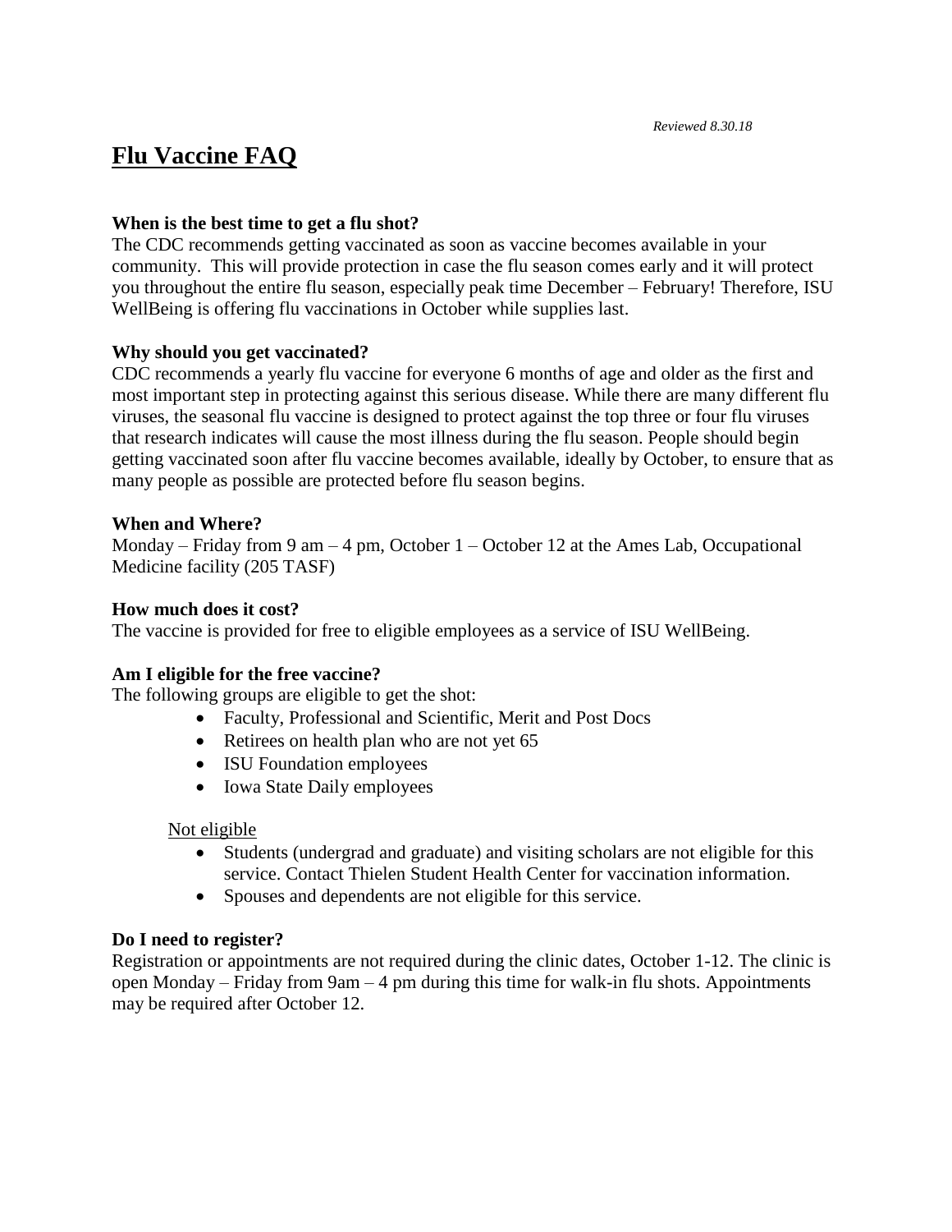*Reviewed 8.30.18*

# Flu Vaccine FAQ

**When is the best time to get a flu shot?**

The CDC recommends getting vaccinated as soon as vaccine becomes available in your community. This will provide protection in case the flu season comes early and it will protect you throughout the entire flu season, especially peak time December – February! Therefore, ISU WellBeing is offering flu vaccinations in October while supplies last.

**Why should you get vaccinated?**

CDC recommends a yearly flu vaccine for everyone 6 months of age and older as the first and most important step in protecting against this serious disease. While there are many different flu viruses, the seasonal flu vaccine is designed to protect against the top three or four flu viruses that research indicates will cause the most illness during the flu season. People should begin getting vaccinated soon after flu vaccine becomes available, ideally by October, to ensure that as many people as possible are protected before flu season begins.

**When and Where?**

Monday – Friday from 9 am – 4 pm, October 1 – October 12 at the Ames Lab, Occupational Medicine facility (205 TASF)

**How much does it cost?**

The vaccine is provided for free to eligible employees as a service of ISU WellBeing.

**Am I eligible for the free vaccine?**

The following groups are eligible to get the shot:

- Faculty, Professional and Scientific, Merit and Post Docs
- Retirees on health plan who are not yet 65
- ISU Foundation employees
- Iowa State Daily employees

Not eligible

- Students (undergrad and graduate) and visiting scholars are not eligible for this service. Contact Thielen Student Health Center for vaccination information.
- Spouses and dependents are not eligible for this service.

**Do I need to register?**

Registration or appointments are not required during the clinic dates, October 1-12. The clinic is open Monday – Friday from 9am – 4 pm during this time for walk-in flu shots. Appointments may be required after October 12.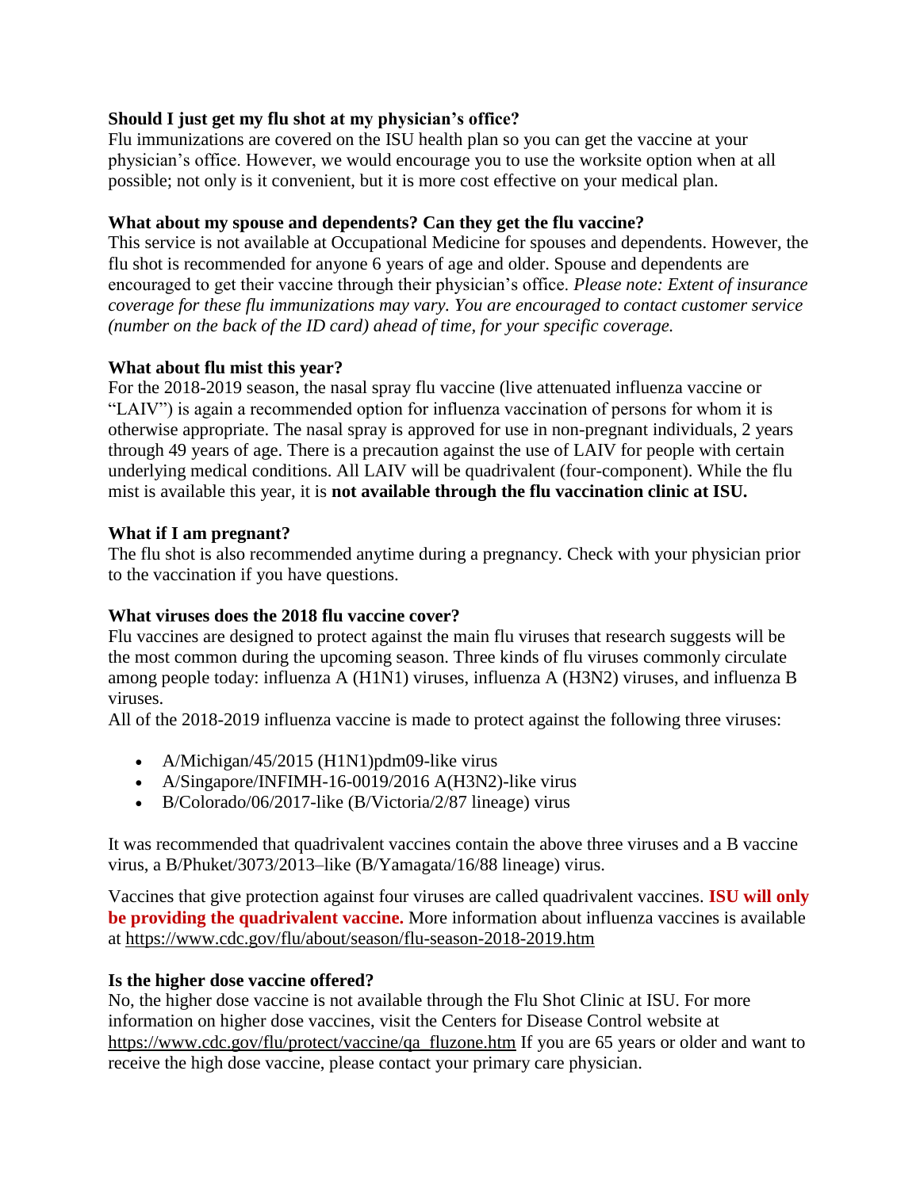**Should I just get my flu shot at my physician's office?**
Flu immunizations are covered on the ISU health plan so you can get the vaccine at your physician's office. However, we would encourage you to use the worksite option when at all possible; not only is it convenient, but it is more cost effective on your medical plan.

**What about my spouse and dependents? Can they get the flu vaccine?**
This service is not available at Occupational Medicine for spouses and dependents. However, the flu shot is recommended for anyone 6 years of age and older. Spouse and dependents are encouraged to get their vaccine through their physician's office. *Please note: Extent of insurance coverage for these flu immunizations may vary. You are encouraged to contact customer service (number on the back of the ID card) ahead of time, for your specific coverage.*

**What about flu mist this year?**
For the 2018-2019 season, the nasal spray flu vaccine (live attenuated influenza vaccine or "LAIV") is again a recommended option for influenza vaccination of persons for whom it is otherwise appropriate. The nasal spray is approved for use in non-pregnant individuals, 2 years through 49 years of age. There is a precaution against the use of LAIV for people with certain underlying medical conditions. All LAIV will be quadrivalent (four-component). While the flu mist is available this year, it is **not available through the flu vaccination clinic at ISU.**

**What if I am pregnant?**
The flu shot is also recommended anytime during a pregnancy. Check with your physician prior to the vaccination if you have questions.

**What viruses does the 2018 flu vaccine cover?**
Flu vaccines are designed to protect against the main flu viruses that research suggests will be the most common during the upcoming season. Three kinds of flu viruses commonly circulate among people today: influenza A (H1N1) viruses, influenza A (H3N2) viruses, and influenza B viruses.
All of the 2018-2019 influenza vaccine is made to protect against the following three viruses:

- A/Michigan/45/2015 (H1N1)pdm09-like virus
- A/Singapore/INFIMH-16-0019/2016 A(H3N2)-like virus
- B/Colorado/06/2017-like (B/Victoria/2/87 lineage) virus

It was recommended that quadrivalent vaccines contain the above three viruses and a B vaccine virus, a B/Phuket/3073/2013–like (B/Yamagata/16/88 lineage) virus.

Vaccines that give protection against four viruses are called quadrivalent vaccines. **ISU will only be providing the quadrivalent vaccine.** More information about influenza vaccines is available at https://www.cdc.gov/flu/about/season/flu-season-2018-2019.htm

**Is the higher dose vaccine offered?**
No, the higher dose vaccine is not available through the Flu Shot Clinic at ISU. For more information on higher dose vaccines, visit the Centers for Disease Control website at https://www.cdc.gov/flu/protect/vaccine/qa_fluzone.htm If you are 65 years or older and want to receive the high dose vaccine, please contact your primary care physician.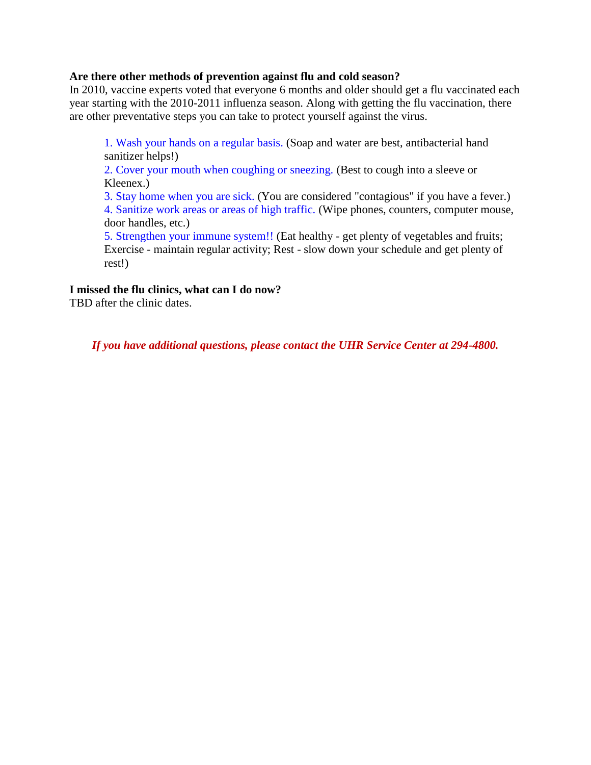**Are there other methods of prevention against flu and cold season?**
In 2010, vaccine experts voted that everyone 6 months and older should get a flu vaccinated each year starting with the 2010-2011 influenza season. Along with getting the flu vaccination, there are other preventative steps you can take to protect yourself against the virus.

1. Wash your hands on a regular basis. (Soap and water are best, antibacterial hand sanitizer helps!)
2. Cover your mouth when coughing or sneezing. (Best to cough into a sleeve or Kleenex.)
3. Stay home when you are sick. (You are considered "contagious" if you have a fever.)
4. Sanitize work areas or areas of high traffic. (Wipe phones, counters, computer mouse, door handles, etc.)
5. Strengthen your immune system!! (Eat healthy - get plenty of vegetables and fruits; Exercise - maintain regular activity; Rest - slow down your schedule and get plenty of rest!)

**I missed the flu clinics, what can I do now?**
TBD after the clinic dates.

***If you have additional questions, please contact the UHR Service Center at 294-4800.***